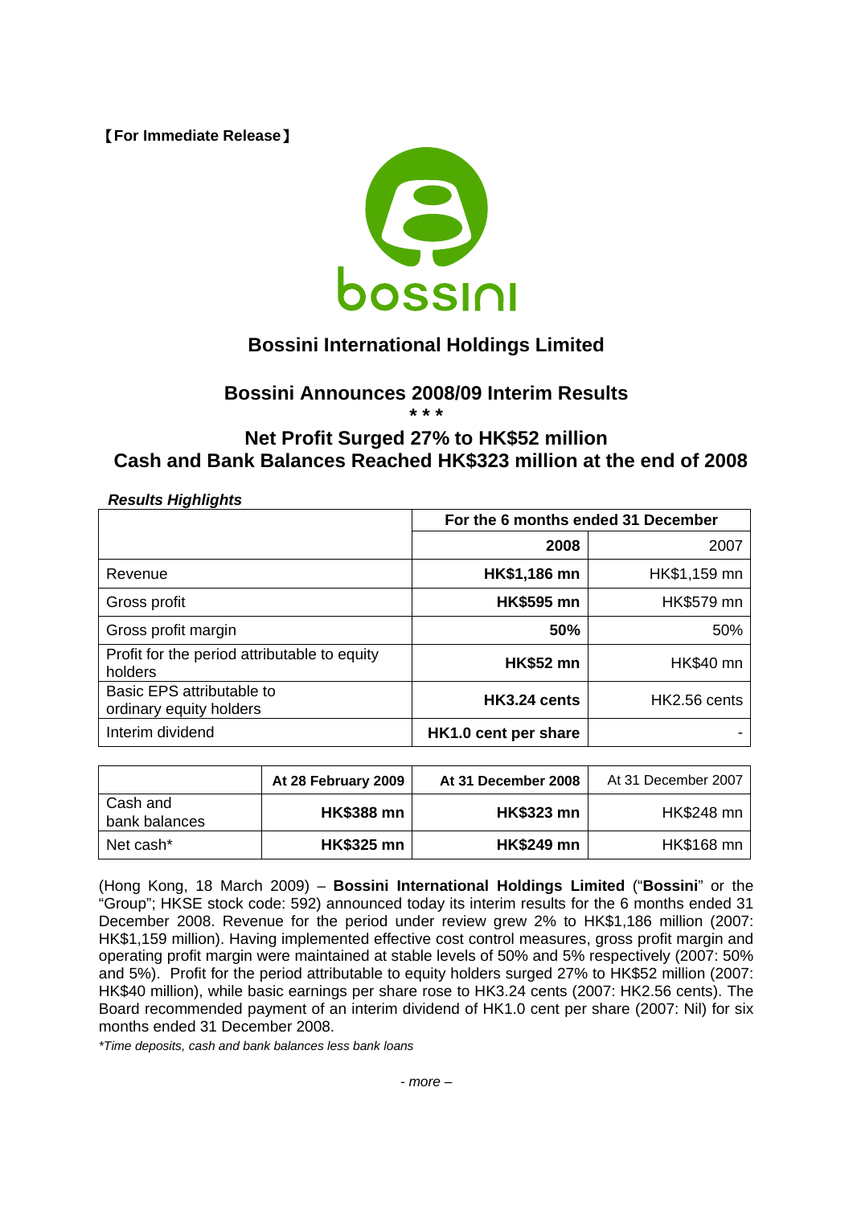【For Immediate Release】

## Bossini International Holdings Limited

# Bossini Announces 2008/09 Interim Results

\* \* \*

# Net Profit Surged 27% to HK$52 million
# Cash and Bank Balances Reached HK$323 million at the end of 2008

***Results Highlights***

| | For the 6 months ended 31 December | |
|---|---|---|
| | **2008** | 2007 |
| Revenue | **HK$1,186 mn** | HK$1,159 mn |
| Gross profit | **HK$595 mn** | HK$579 mn |
| Gross profit margin | **50%** | 50% |
| Profit for the period attributable to equity holders | **HK$52 mn** | HK$40 mn |
| Basic EPS attributable to ordinary equity holders | **HK3.24 cents** | HK2.56 cents |
| Interim dividend | **HK1.0 cent per share** | - |

| | At 28 February 2009 | At 31 December 2008 | At 31 December 2007 |
|---|---|---|---|
| Cash and bank balances | **HK$388 mn** | **HK$323 mn** | HK$248 mn |
| Net cash* | **HK$325 mn** | **HK$249 mn** | HK$168 mn |

(Hong Kong, 18 March 2009) – **Bossini International Holdings Limited** ("**Bossini**" or the "Group"; HKSE stock code: 592) announced today its interim results for the 6 months ended 31 December 2008. Revenue for the period under review grew 2% to HK$1,186 million (2007: HK$1,159 million). Having implemented effective cost control measures, gross profit margin and operating profit margin were maintained at stable levels of 50% and 5% respectively (2007: 50% and 5%). Profit for the period attributable to equity holders surged 27% to HK$52 million (2007: HK$40 million), while basic earnings per share rose to HK3.24 cents (2007: HK2.56 cents). The Board recommended payment of an interim dividend of HK1.0 cent per share (2007: Nil) for six months ended 31 December 2008.

*\*Time deposits, cash and bank balances less bank loans*

*- more –*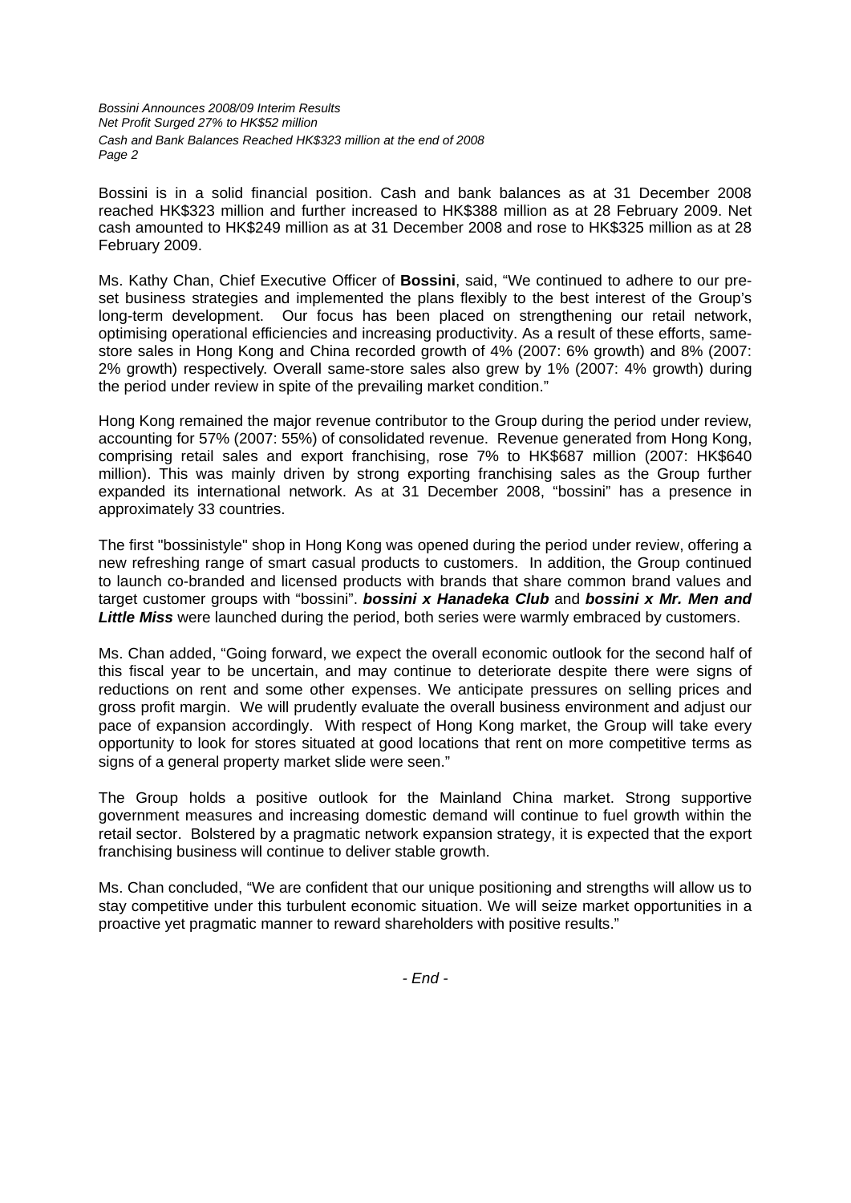Bossini is in a solid financial position. Cash and bank balances as at 31 December 2008 reached HK$323 million and further increased to HK$388 million as at 28 February 2009. Net cash amounted to HK$249 million as at 31 December 2008 and rose to HK$325 million as at 28 February 2009.

Ms. Kathy Chan, Chief Executive Officer of **Bossini**, said, "We continued to adhere to our pre-set business strategies and implemented the plans flexibly to the best interest of the Group's long-term development. Our focus has been placed on strengthening our retail network, optimising operational efficiencies and increasing productivity. As a result of these efforts, same-store sales in Hong Kong and China recorded growth of 4% (2007: 6% growth) and 8% (2007: 2% growth) respectively. Overall same-store sales also grew by 1% (2007: 4% growth) during the period under review in spite of the prevailing market condition."

Hong Kong remained the major revenue contributor to the Group during the period under review, accounting for 57% (2007: 55%) of consolidated revenue. Revenue generated from Hong Kong, comprising retail sales and export franchising, rose 7% to HK$687 million (2007: HK$640 million). This was mainly driven by strong exporting franchising sales as the Group further expanded its international network. As at 31 December 2008, "bossini" has a presence in approximately 33 countries.

The first "bossinistyle" shop in Hong Kong was opened during the period under review, offering a new refreshing range of smart casual products to customers. In addition, the Group continued to launch co-branded and licensed products with brands that share common brand values and target customer groups with "bossini". ***bossini x Hanadeka Club*** and ***bossini x Mr. Men and Little Miss*** were launched during the period, both series were warmly embraced by customers.

Ms. Chan added, "Going forward, we expect the overall economic outlook for the second half of this fiscal year to be uncertain, and may continue to deteriorate despite there were signs of reductions on rent and some other expenses. We anticipate pressures on selling prices and gross profit margin. We will prudently evaluate the overall business environment and adjust our pace of expansion accordingly. With respect of Hong Kong market, the Group will take every opportunity to look for stores situated at good locations that rent on more competitive terms as signs of a general property market slide were seen."

The Group holds a positive outlook for the Mainland China market. Strong supportive government measures and increasing domestic demand will continue to fuel growth within the retail sector. Bolstered by a pragmatic network expansion strategy, it is expected that the export franchising business will continue to deliver stable growth.

Ms. Chan concluded, "We are confident that our unique positioning and strengths will allow us to stay competitive under this turbulent economic situation. We will seize market opportunities in a proactive yet pragmatic manner to reward shareholders with positive results."

*- End -*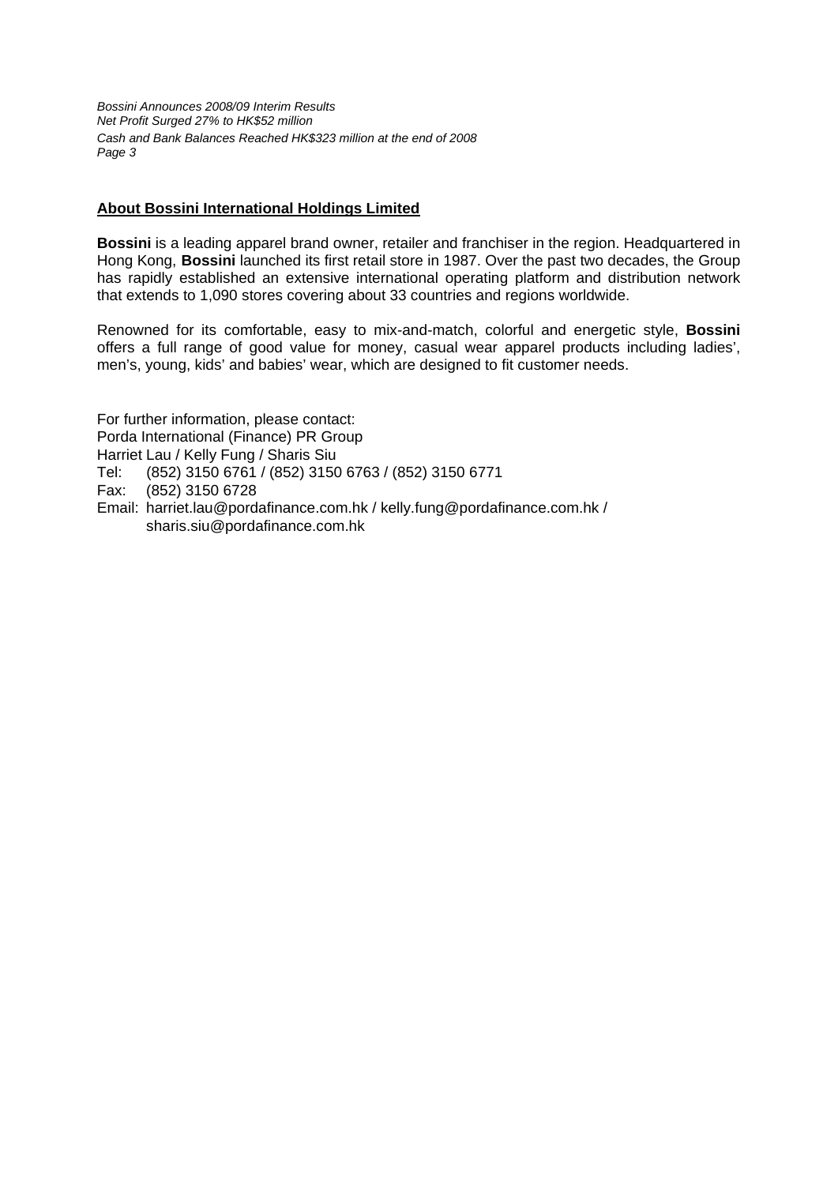## About Bossini International Holdings Limited

**Bossini** is a leading apparel brand owner, retailer and franchiser in the region. Headquartered in Hong Kong, **Bossini** launched its first retail store in 1987. Over the past two decades, the Group has rapidly established an extensive international operating platform and distribution network that extends to 1,090 stores covering about 33 countries and regions worldwide.

Renowned for its comfortable, easy to mix-and-match, colorful and energetic style, **Bossini** offers a full range of good value for money, casual wear apparel products including ladies', men's, young, kids' and babies' wear, which are designed to fit customer needs.

For further information, please contact:
Porda International (Finance) PR Group
Harriet Lau / Kelly Fung / Sharis Siu
Tel: (852) 3150 6761 / (852) 3150 6763 / (852) 3150 6771
Fax: (852) 3150 6728
Email: harriet.lau@pordafinance.com.hk / kelly.fung@pordafinance.com.hk / sharis.siu@pordafinance.com.hk